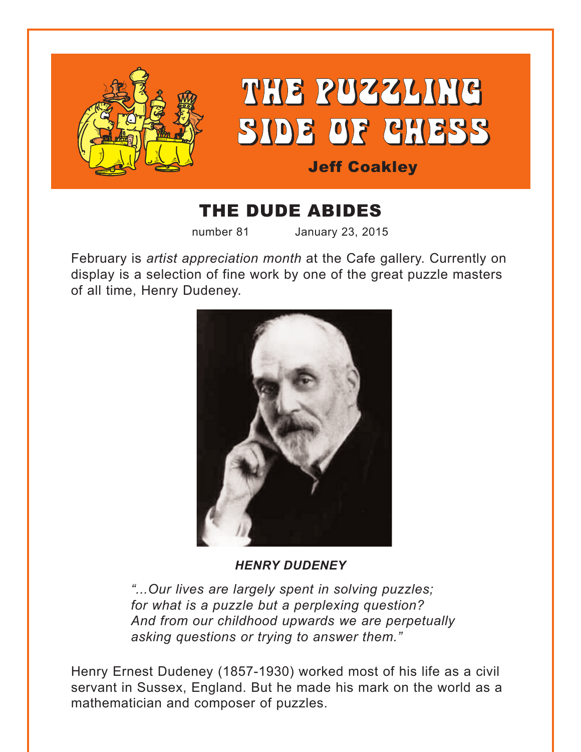# THE PUZZLING SIDE OF CHESS

**Jeff Coakley**

## THE DUDE ABIDES

number 81 January 23, 2015

February is *artist appreciation month* at the Cafe gallery. Currently on display is a selection of fine work by one of the great puzzle masters of all time, Henry Dudeney.

***HENRY DUDENEY***

*"...Our lives are largely spent in solving puzzles; for what is a puzzle but a perplexing question? And from our childhood upwards we are perpetually asking questions or trying to answer them."*

Henry Ernest Dudeney (1857-1930) worked most of his life as a civil servant in Sussex, England. But he made his mark on the world as a mathematician and composer of puzzles.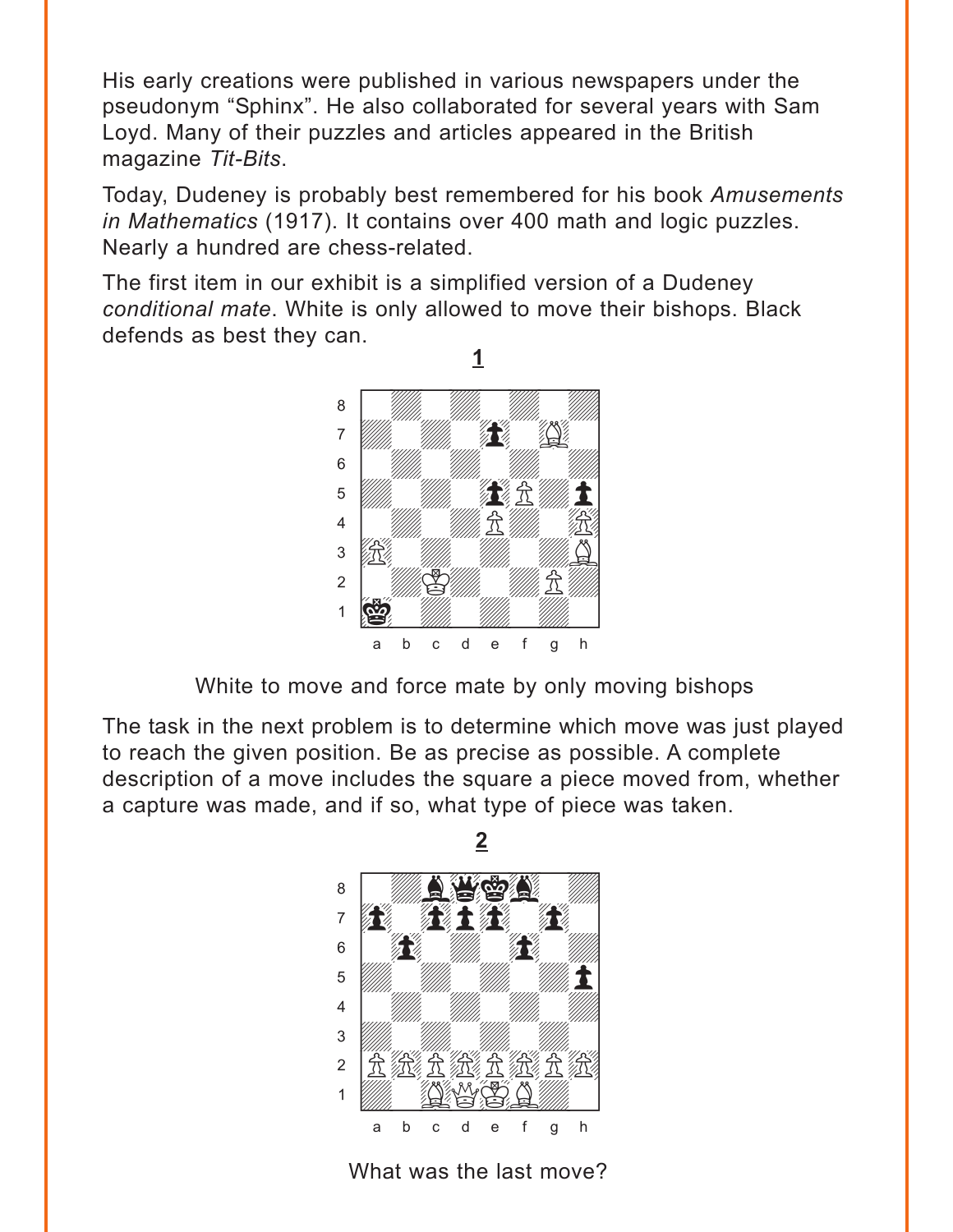His early creations were published in various newspapers under the pseudonym “Sphinx”. He also collaborated for several years with Sam Loyd. Many of their puzzles and articles appeared in the British magazine *Tit-Bits*.

Today, Dudeney is probably best remembered for his book *Amusements in Mathematics* (1917). It contains over 400 math and logic puzzles. Nearly a hundred are chess-related.

The first item in our exhibit is a simplified version of a Dudeney *conditional mate*. White is only allowed to move their bishops. Black defends as best they can.

**1**

White to move and force mate by only moving bishops

The task in the next problem is to determine which move was just played to reach the given position. Be as precise as possible. A complete description of a move includes the square a piece moved from, whether a capture was made, and if so, what type of piece was taken.

**2**

What was the last move?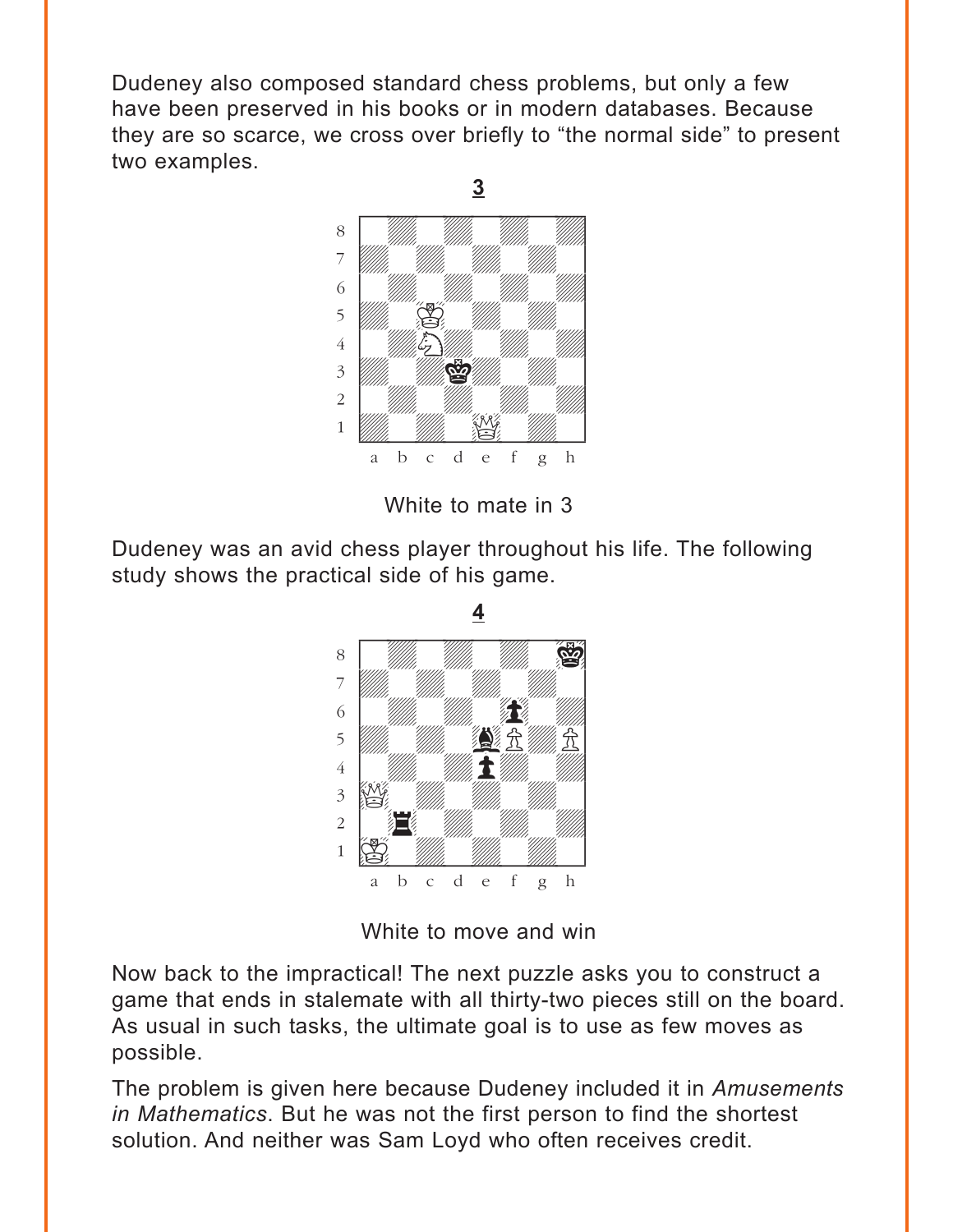Dudeney also composed standard chess problems, but only a few have been preserved in his books or in modern databases. Because they are so scarce, we cross over briefly to "the normal side" to present two examples.

**3**

White to mate in 3

Dudeney was an avid chess player throughout his life. The following study shows the practical side of his game.

**4**

White to move and win

Now back to the impractical! The next puzzle asks you to construct a game that ends in stalemate with all thirty-two pieces still on the board. As usual in such tasks, the ultimate goal is to use as few moves as possible.

The problem is given here because Dudeney included it in *Amusements in Mathematics*. But he was not the first person to find the shortest solution. And neither was Sam Loyd who often receives credit.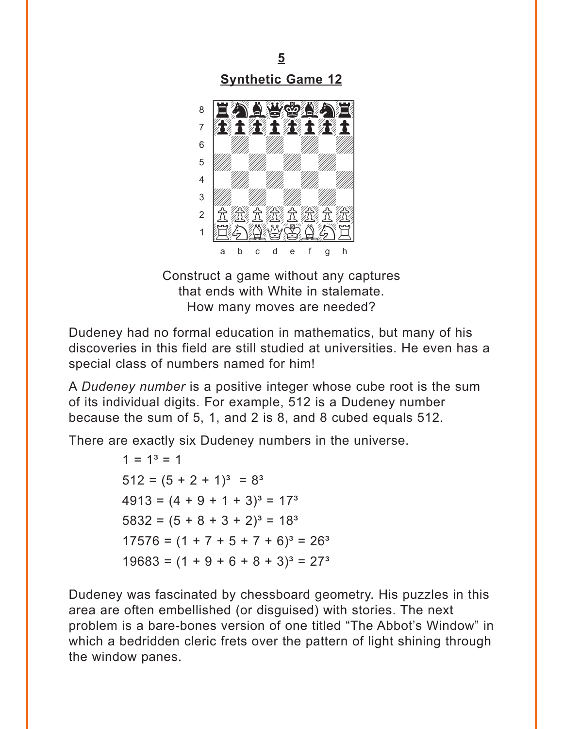**5**

**Synthetic Game 12**

Construct a game without any captures
that ends with White in stalemate.
How many moves are needed?

Dudeney had no formal education in mathematics, but many of his discoveries in this field are still studied at universities. He even has a special class of numbers named for him!

A *Dudeney number* is a positive integer whose cube root is the sum of its individual digits. For example, 512 is a Dudeney number because the sum of 5, 1, and 2 is 8, and 8 cubed equals 512.

There are exactly six Dudeney numbers in the universe.

$1 = 1^3 = 1$

$512 = (5 + 2 + 1)^3 = 8^3$

$4913 = (4 + 9 + 1 + 3)^3 = 17^3$

$5832 = (5 + 8 + 3 + 2)^3 = 18^3$

$17576 = (1 + 7 + 5 + 7 + 6)^3 = 26^3$

$19683 = (1 + 9 + 6 + 8 + 3)^3 = 27^3$

Dudeney was fascinated by chessboard geometry. His puzzles in this area are often embellished (or disguised) with stories. The next problem is a bare-bones version of one titled "The Abbot's Window" in which a bedridden cleric frets over the pattern of light shining through the window panes.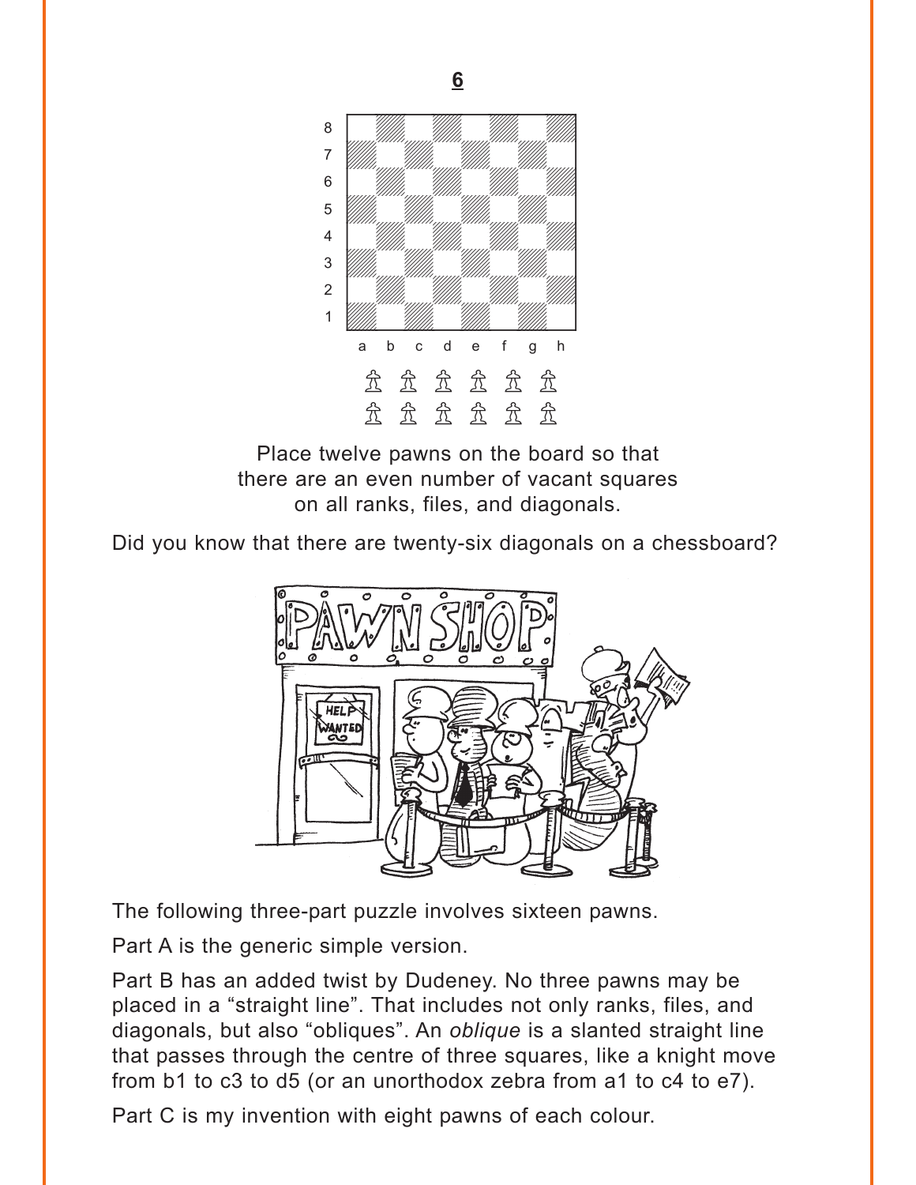**6**

Place twelve pawns on the board so that there are an even number of vacant squares on all ranks, files, and diagonals.

Did you know that there are twenty-six diagonals on a chessboard?

The following three-part puzzle involves sixteen pawns.

Part A is the generic simple version.

Part B has an added twist by Dudeney. No three pawns may be placed in a “straight line”. That includes not only ranks, files, and diagonals, but also “obliques”. An *oblique* is a slanted straight line that passes through the centre of three squares, like a knight move from b1 to c3 to d5 (or an unorthodox zebra from a1 to c4 to e7).

Part C is my invention with eight pawns of each colour.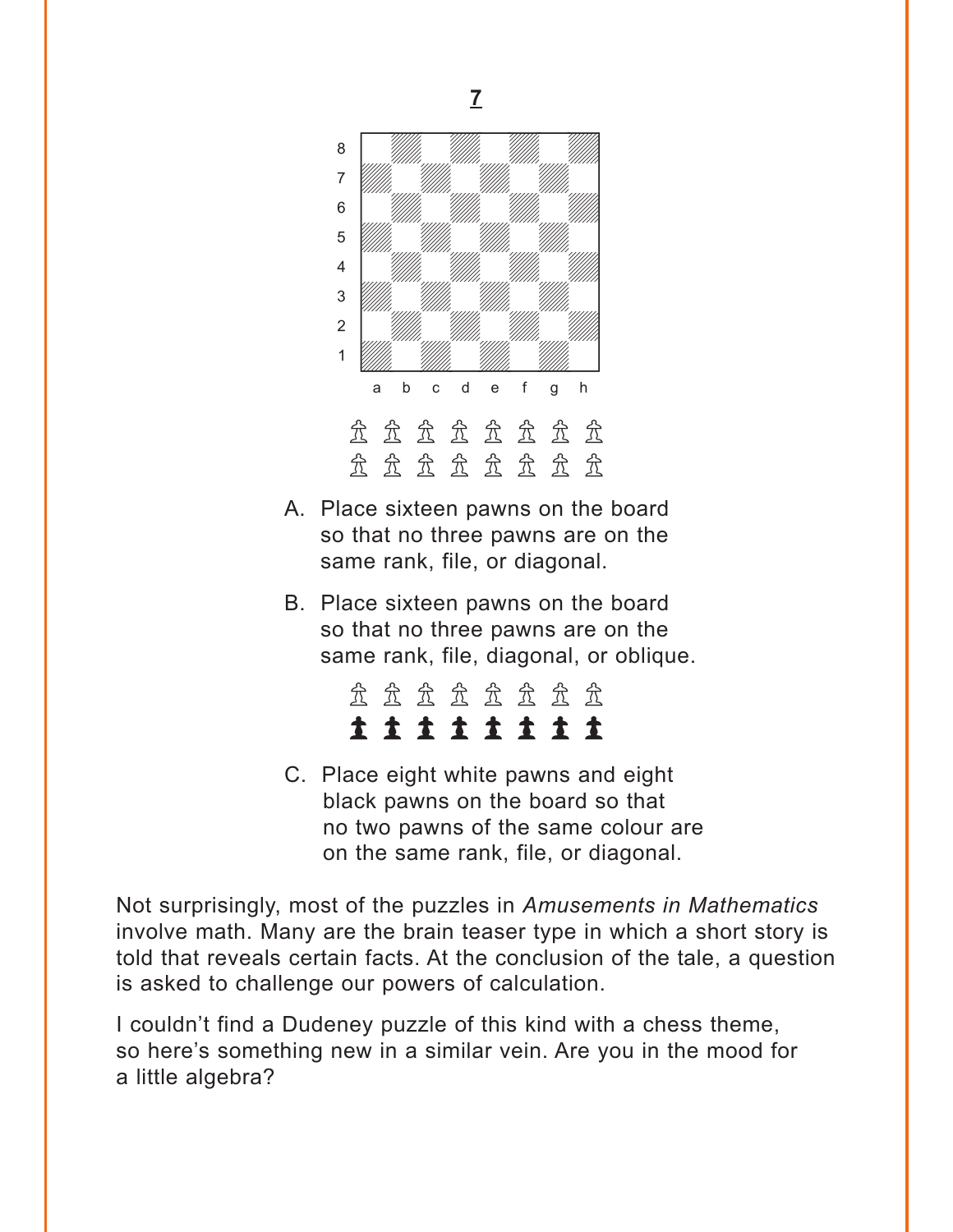**7**

♙ ♙ ♙ ♙ ♙ ♙ ♙ ♙
♙ ♙ ♙ ♙ ♙ ♙ ♙ ♙

A. Place sixteen pawns on the board so that no three pawns are on the same rank, file, or diagonal.

B. Place sixteen pawns on the board so that no three pawns are on the same rank, file, diagonal, or oblique.

♙ ♙ ♙ ♙ ♙ ♙ ♙ ♙
♟ ♟ ♟ ♟ ♟ ♟ ♟ ♟

C. Place eight white pawns and eight black pawns on the board so that no two pawns of the same colour are on the same rank, file, or diagonal.

Not surprisingly, most of the puzzles in *Amusements in Mathematics* involve math. Many are the brain teaser type in which a short story is told that reveals certain facts. At the conclusion of the tale, a question is asked to challenge our powers of calculation.

I couldn't find a Dudeney puzzle of this kind with a chess theme, so here's something new in a similar vein. Are you in the mood for a little algebra?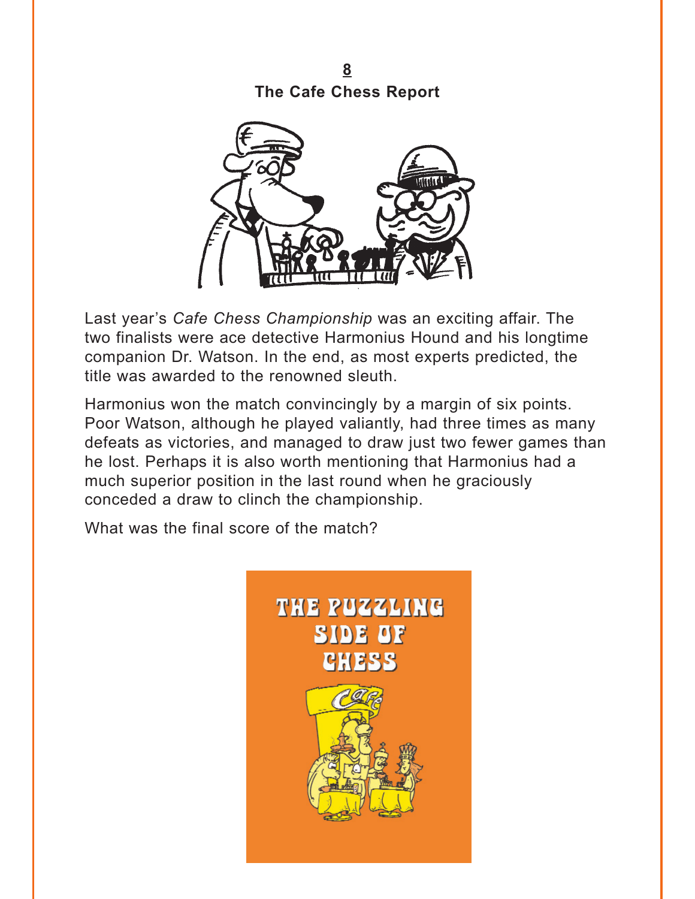## 8
## The Cafe Chess Report

Last year's *Cafe Chess Championship* was an exciting affair. The two finalists were ace detective Harmonius Hound and his longtime companion Dr. Watson. In the end, as most experts predicted, the title was awarded to the renowned sleuth.

Harmonius won the match convincingly by a margin of six points. Poor Watson, although he played valiantly, had three times as many defeats as victories, and managed to draw just two fewer games than he lost. Perhaps it is also worth mentioning that Harmonius had a much superior position in the last round when he graciously conceded a draw to clinch the championship.

What was the final score of the match?

THE PUZZLING SIDE OF CHESS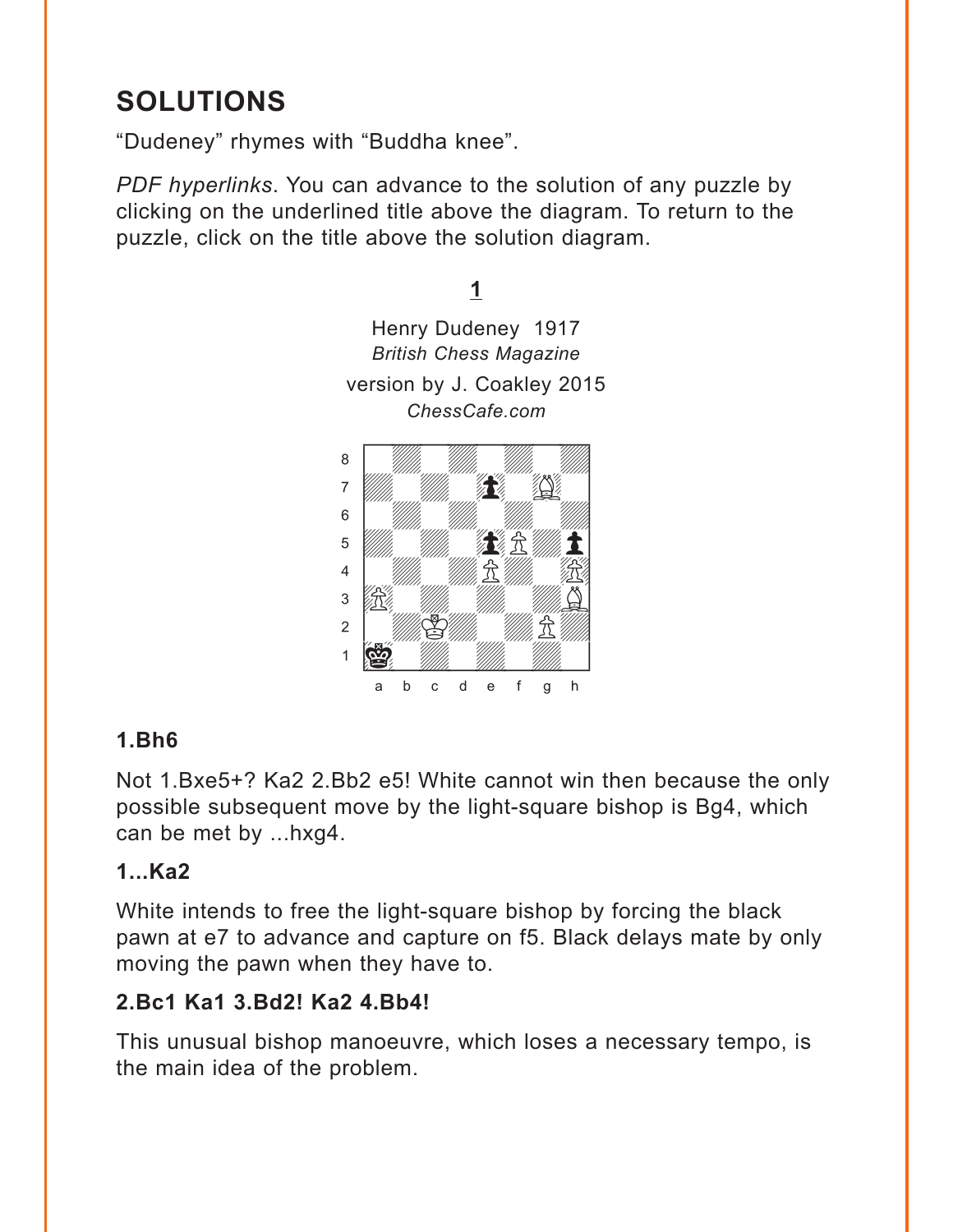## SOLUTIONS

"Dudeney" rhymes with "Buddha knee".

*PDF hyperlinks*. You can advance to the solution of any puzzle by clicking on the underlined title above the diagram. To return to the puzzle, click on the title above the solution diagram.

**1**

Henry Dudeney 1917
*British Chess Magazine*
version by J. Coakley 2015
*ChessCafe.com*

**1.Bh6**

Not 1.Bxe5+? Ka2 2.Bb2 e5! White cannot win then because the only possible subsequent move by the light-square bishop is Bg4, which can be met by ...hxg4.

**1...Ka2**

White intends to free the light-square bishop by forcing the black pawn at e7 to advance and capture on f5. Black delays mate by only moving the pawn when they have to.

**2.Bc1 Ka1 3.Bd2! Ka2 4.Bb4!**

This unusual bishop manoeuvre, which loses a necessary tempo, is the main idea of the problem.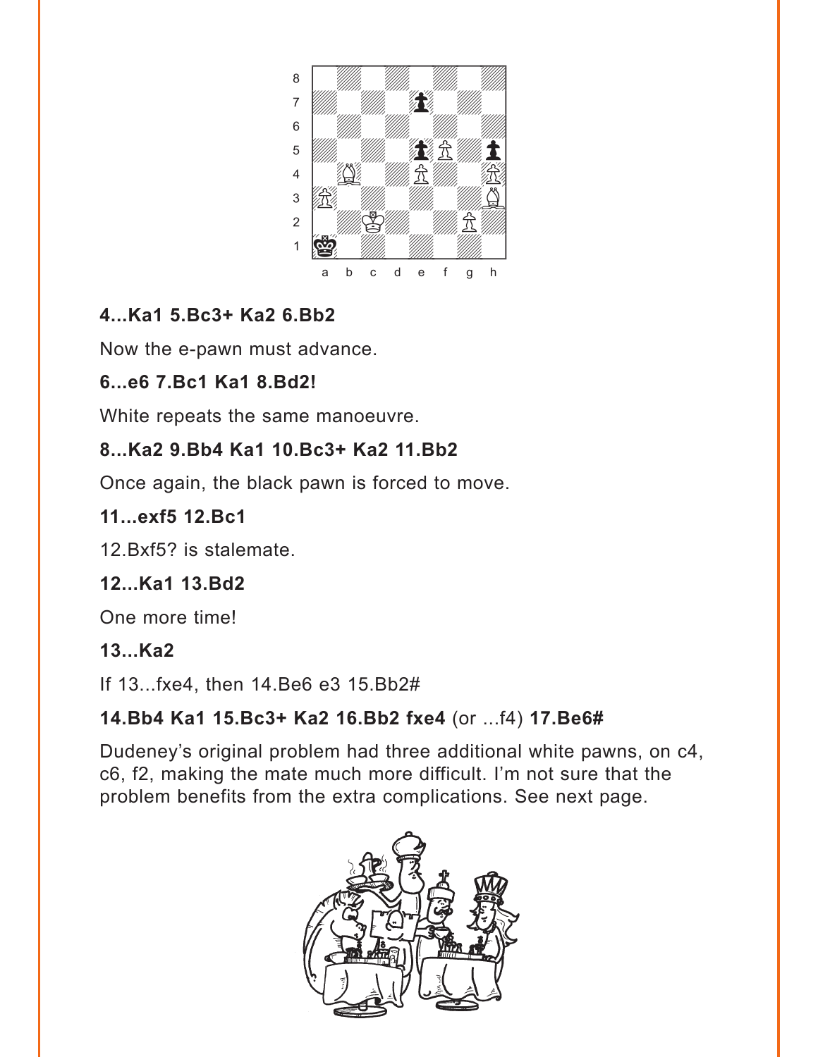**4...Ka1 5.Bc3+ Ka2 6.Bb2**

Now the e-pawn must advance.

**6...e6 7.Bc1 Ka1 8.Bd2!**

White repeats the same manoeuvre.

**8...Ka2 9.Bb4 Ka1 10.Bc3+ Ka2 11.Bb2**

Once again, the black pawn is forced to move.

**11...exf5 12.Bc1**

12.Bxf5? is stalemate.

**12...Ka1 13.Bd2**

One more time!

**13...Ka2**

If 13...fxe4, then 14.Be6 e3 15.Bb2#

**14.Bb4 Ka1 15.Bc3+ Ka2 16.Bb2 fxe4** (or ...f4) **17.Be6#**

Dudeney's original problem had three additional white pawns, on c4, c6, f2, making the mate much more difficult. I'm not sure that the problem benefits from the extra complications. See next page.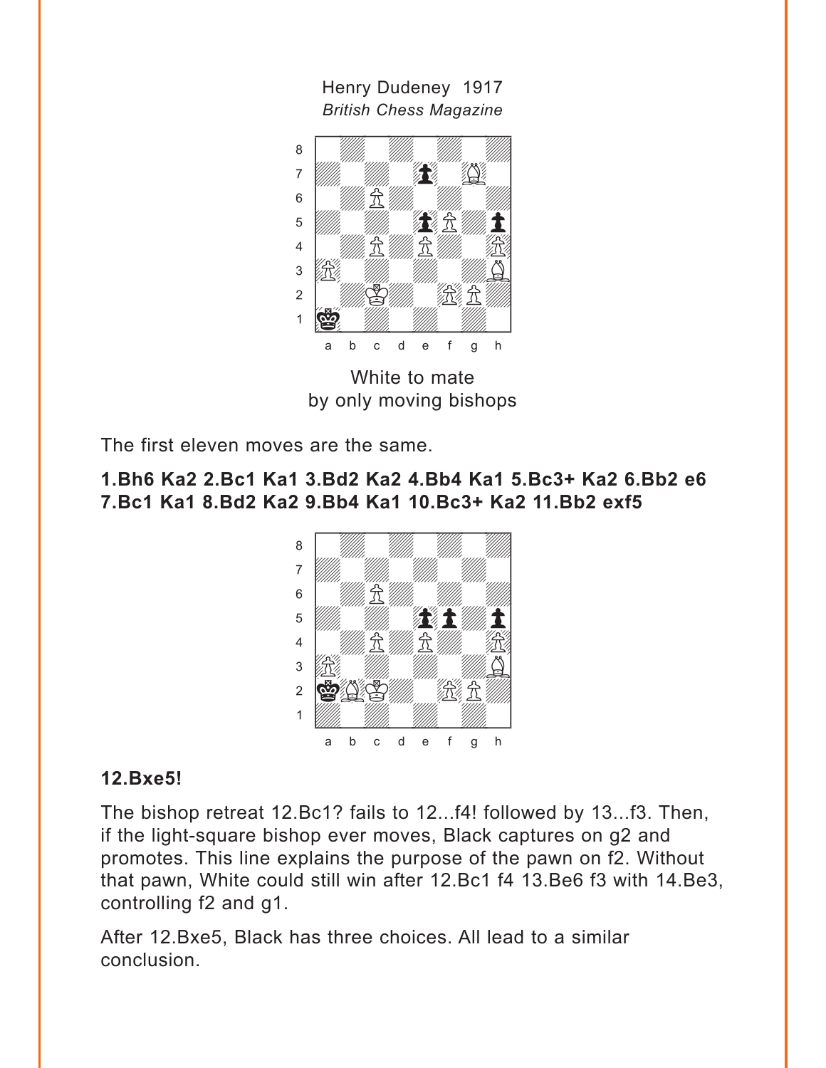Henry Dudeney 1917
*British Chess Magazine*

White to mate
by only moving bishops

The first eleven moves are the same.

**1.Bh6 Ka2 2.Bc1 Ka1 3.Bd2 Ka2 4.Bb4 Ka1 5.Bc3+ Ka2 6.Bb2 e6 7.Bc1 Ka1 8.Bd2 Ka2 9.Bb4 Ka1 10.Bc3+ Ka2 11.Bb2 exf5**

**12.Bxe5!**

The bishop retreat 12.Bc1? fails to 12...f4! followed by 13...f3. Then, if the light-square bishop ever moves, Black captures on g2 and promotes. This line explains the purpose of the pawn on f2. Without that pawn, White could still win after 12.Bc1 f4 13.Be6 f3 with 14.Be3, controlling f2 and g1.

After 12.Bxe5, Black has three choices. All lead to a similar conclusion.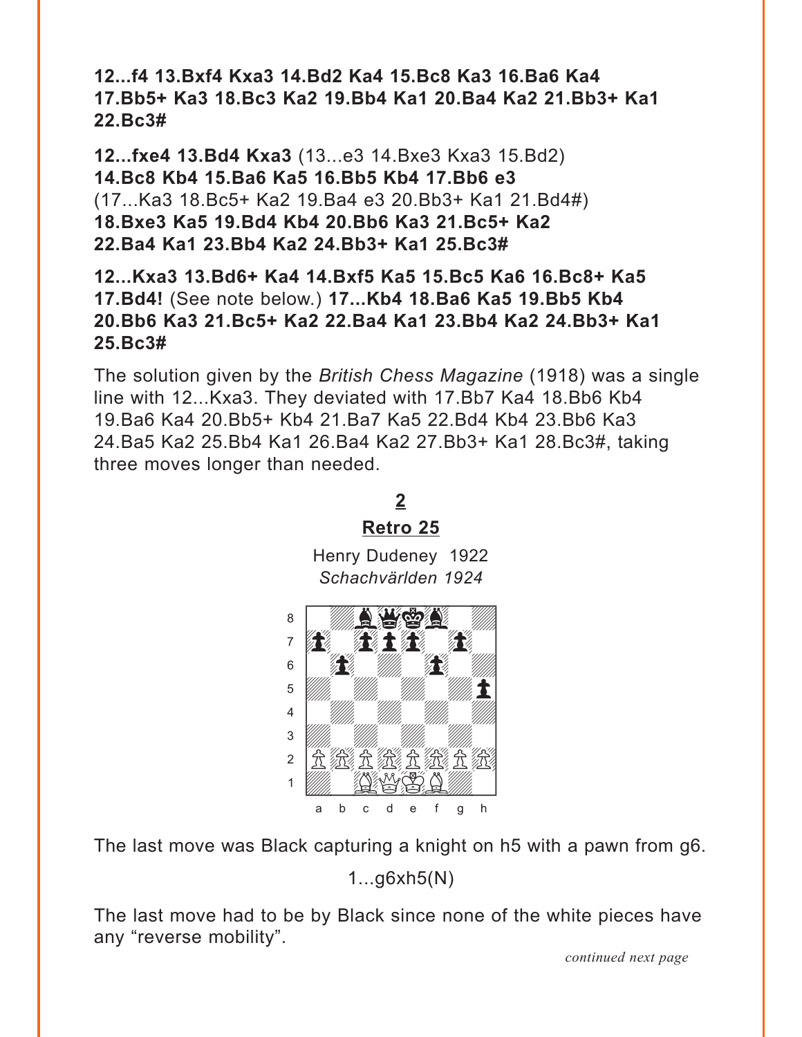**12...f4 13.Bxf4 Kxa3 14.Bd2 Ka4 15.Bc8 Ka3 16.Ba6 Ka4 17.Bb5+ Ka3 18.Bc3 Ka2 19.Bb4 Ka1 20.Ba4 Ka2 21.Bb3+ Ka1 22.Bc3#**

**12...fxe4 13.Bd4 Kxa3** (13...e3 14.Bxe3 Kxa3 15.Bd2) **14.Bc8 Kb4 15.Ba6 Ka5 16.Bb5 Kb4 17.Bb6 e3** (17...Ka3 18.Bc5+ Ka2 19.Ba4 e3 20.Bb3+ Ka1 21.Bd4#) **18.Bxe3 Ka5 19.Bd4 Kb4 20.Bb6 Ka3 21.Bc5+ Ka2 22.Ba4 Ka1 23.Bb4 Ka2 24.Bb3+ Ka1 25.Bc3#**

**12...Kxa3 13.Bd6+ Ka4 14.Bxf5 Ka5 15.Bc5 Ka6 16.Bc8+ Ka5 17.Bd4!** (See note below.) **17...Kb4 18.Ba6 Ka5 19.Bb5 Kb4 20.Bb6 Ka3 21.Bc5+ Ka2 22.Ba4 Ka1 23.Bb4 Ka2 24.Bb3+ Ka1 25.Bc3#**

The solution given by the *British Chess Magazine* (1918) was a single line with 12...Kxa3. They deviated with 17.Bb7 Ka4 18.Bb6 Kb4 19.Ba6 Ka4 20.Bb5+ Kb4 21.Ba7 Ka5 22.Bd4 Kb4 23.Bb6 Ka3 24.Ba5 Ka2 25.Bb4 Ka1 26.Ba4 Ka2 27.Bb3+ Ka1 28.Bc3#, taking three moves longer than needed.

## 2

## Retro 25

Henry Dudeney 1922
*Schachvärlden 1924*

The last move was Black capturing a knight on h5 with a pawn from g6.

1...g6xh5(N)

The last move had to be by Black since none of the white pieces have any "reverse mobility".

*continued next page*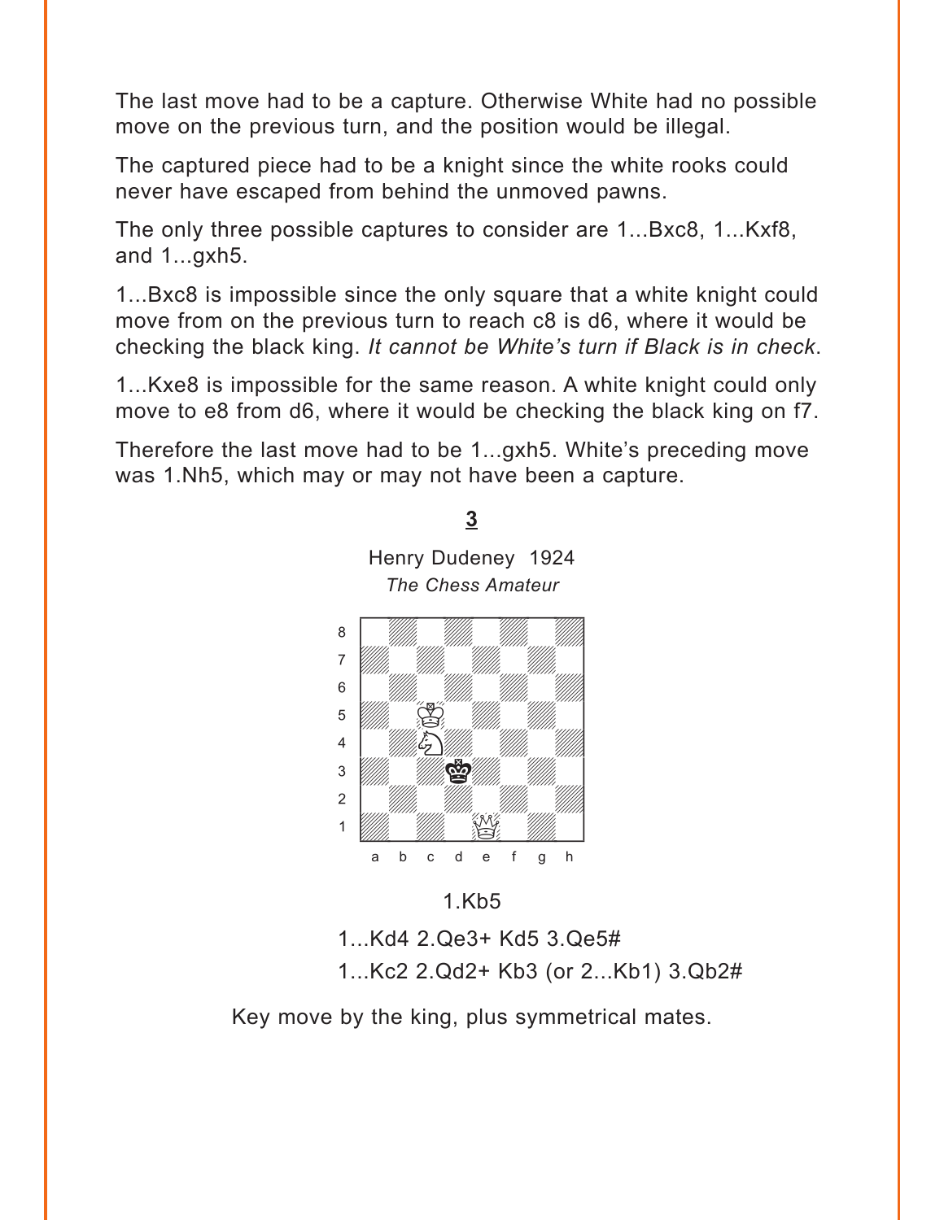The last move had to be a capture. Otherwise White had no possible move on the previous turn, and the position would be illegal.

The captured piece had to be a knight since the white rooks could never have escaped from behind the unmoved pawns.

The only three possible captures to consider are 1...Bxc8, 1...Kxf8, and 1...gxh5.

1...Bxc8 is impossible since the only square that a white knight could move from on the previous turn to reach c8 is d6, where it would be checking the black king. *It cannot be White's turn if Black is in check*.

1...Kxe8 is impossible for the same reason. A white knight could only move to e8 from d6, where it would be checking the black king on f7.

Therefore the last move had to be 1...gxh5. White's preceding move was 1.Nh5, which may or may not have been a capture.

**3**

Henry Dudeney 1924
*The Chess Amateur*

1.Kb5

1...Kd4 2.Qe3+ Kd5 3.Qe5#
1...Kc2 2.Qd2+ Kb3 (or 2...Kb1) 3.Qb2#

Key move by the king, plus symmetrical mates.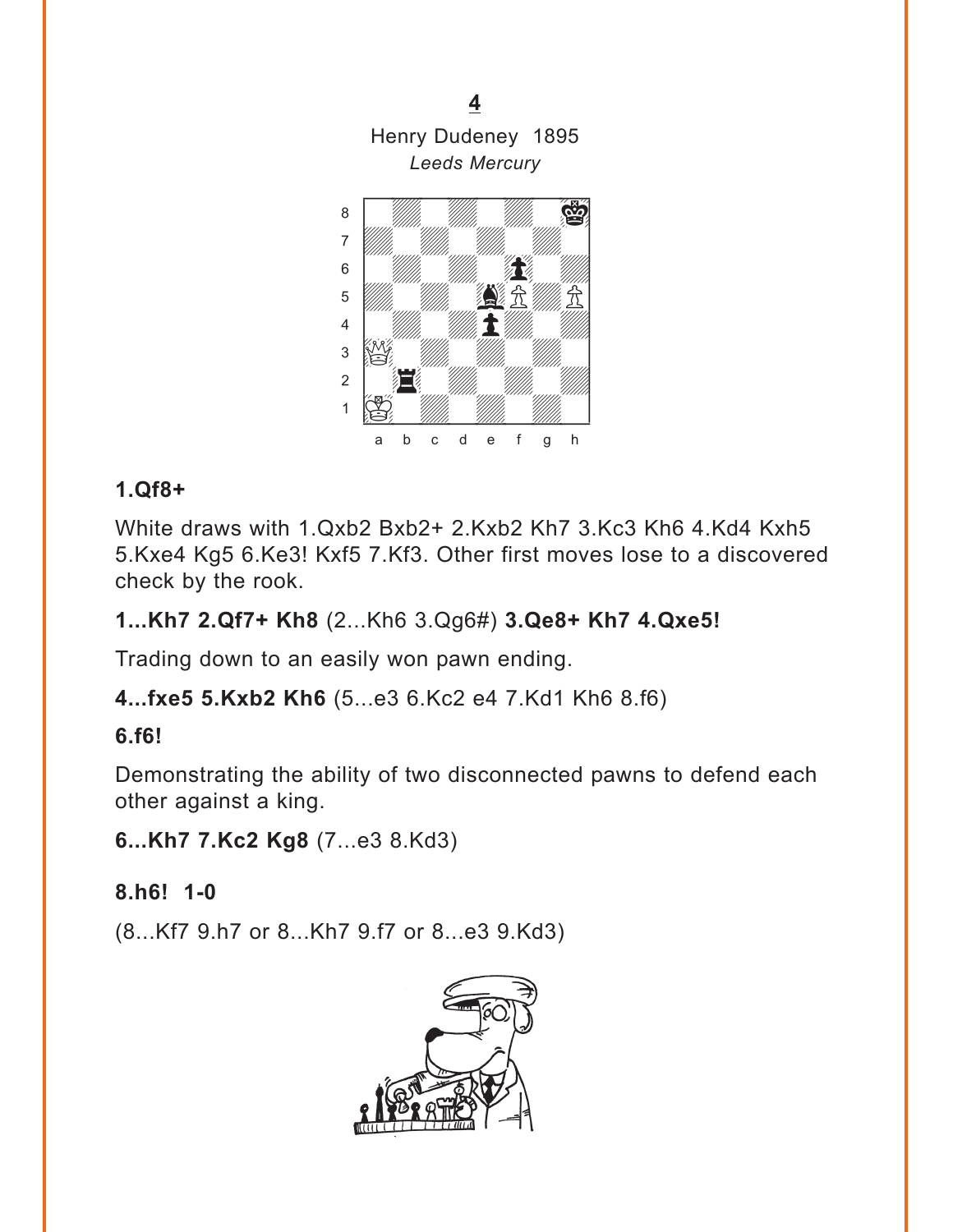**4**

Henry Dudeney 1895

*Leeds Mercury*

**1.Qf8+**

White draws with 1.Qxb2 Bxb2+ 2.Kxb2 Kh7 3.Kc3 Kh6 4.Kd4 Kxh5 5.Kxe4 Kg5 6.Ke3! Kxf5 7.Kf3. Other first moves lose to a discovered check by the rook.

**1...Kh7 2.Qf7+ Kh8** (2...Kh6 3.Qg6#) **3.Qe8+ Kh7 4.Qxe5!**

Trading down to an easily won pawn ending.

**4...fxe5 5.Kxb2 Kh6** (5...e3 6.Kc2 e4 7.Kd1 Kh6 8.f6)

**6.f6!**

Demonstrating the ability of two disconnected pawns to defend each other against a king.

**6...Kh7 7.Kc2 Kg8** (7...e3 8.Kd3)

**8.h6! 1-0**

(8...Kf7 9.h7 or 8...Kh7 9.f7 or 8...e3 9.Kd3)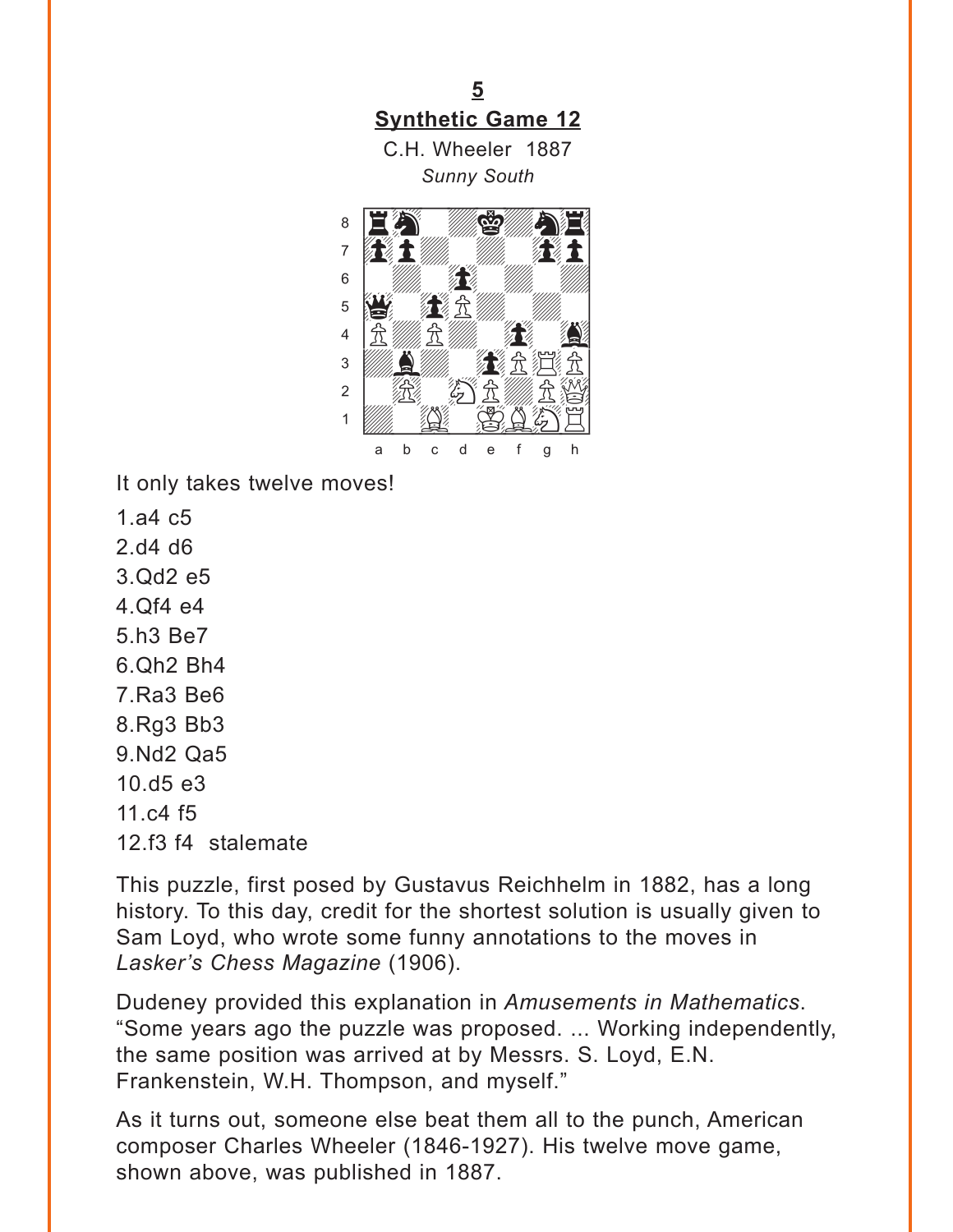**5**

**Synthetic Game 12**

C.H. Wheeler 1887

*Sunny South*

It only takes twelve moves!

1.a4 c5
2.d4 d6
3.Qd2 e5
4.Qf4 e4
5.h3 Be7
6.Qh2 Bh4
7.Ra3 Be6
8.Rg3 Bb3
9.Nd2 Qa5
10.d5 e3
11.c4 f5
12.f3 f4 stalemate

This puzzle, first posed by Gustavus Reichhelm in 1882, has a long history. To this day, credit for the shortest solution is usually given to Sam Loyd, who wrote some funny annotations to the moves in *Lasker's Chess Magazine* (1906).

Dudeney provided this explanation in *Amusements in Mathematics*. "Some years ago the puzzle was proposed. ... Working independently, the same position was arrived at by Messrs. S. Loyd, E.N. Frankenstein, W.H. Thompson, and myself."

As it turns out, someone else beat them all to the punch, American composer Charles Wheeler (1846-1927). His twelve move game, shown above, was published in 1887.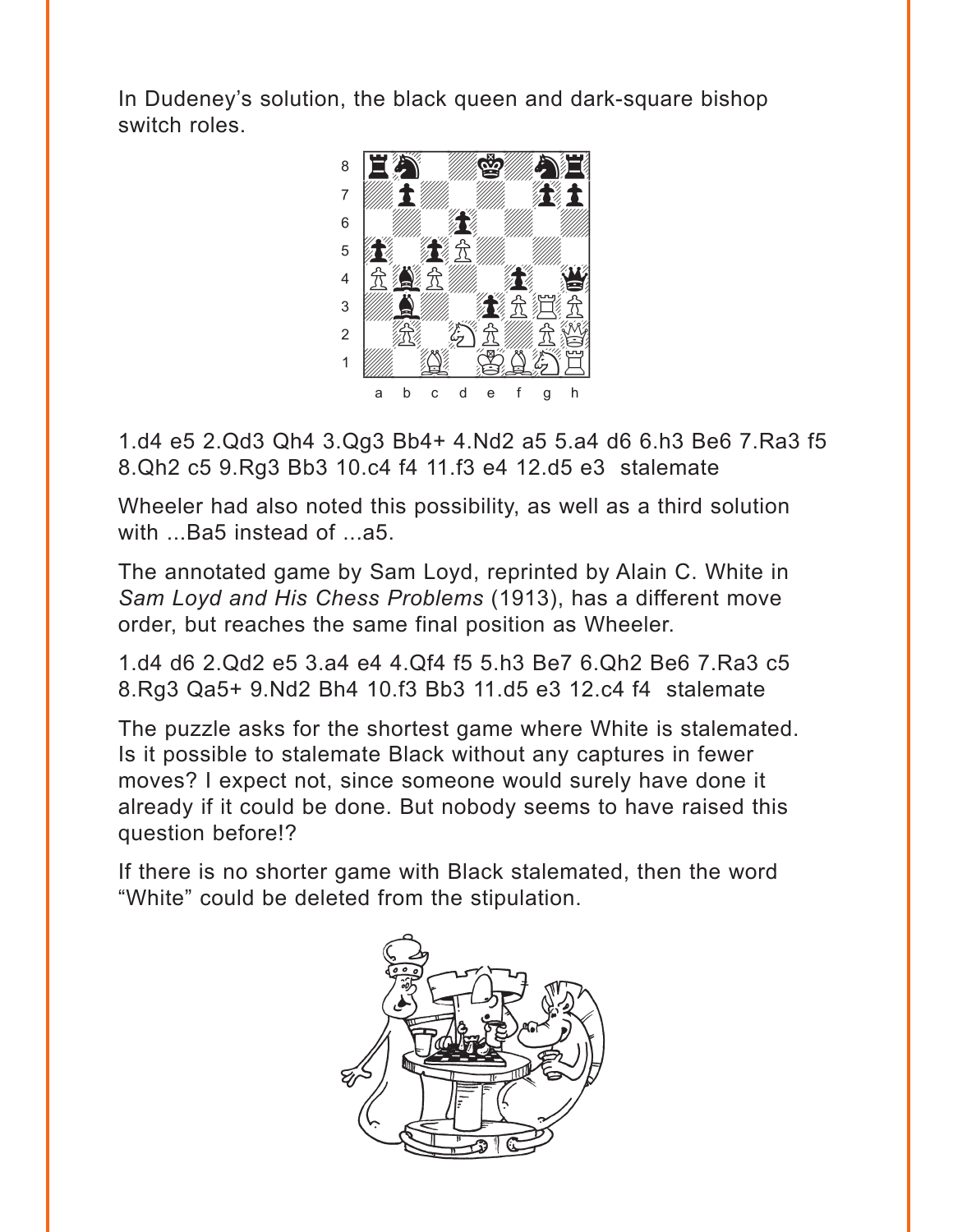In Dudeney's solution, the black queen and dark-square bishop switch roles.

1.d4 e5 2.Qd3 Qh4 3.Qg3 Bb4+ 4.Nd2 a5 5.a4 d6 6.h3 Be6 7.Ra3 f5 8.Qh2 c5 9.Rg3 Bb3 10.c4 f4 11.f3 e4 12.d5 e3 stalemate

Wheeler had also noted this possibility, as well as a third solution with ...Ba5 instead of ...a5.

The annotated game by Sam Loyd, reprinted by Alain C. White in *Sam Loyd and His Chess Problems* (1913), has a different move order, but reaches the same final position as Wheeler.

1.d4 d6 2.Qd2 e5 3.a4 e4 4.Qf4 f5 5.h3 Be7 6.Qh2 Be6 7.Ra3 c5 8.Rg3 Qa5+ 9.Nd2 Bh4 10.f3 Bb3 11.d5 e3 12.c4 f4 stalemate

The puzzle asks for the shortest game where White is stalemated. Is it possible to stalemate Black without any captures in fewer moves? I expect not, since someone would surely have done it already if it could be done. But nobody seems to have raised this question before!?

If there is no shorter game with Black stalemated, then the word "White" could be deleted from the stipulation.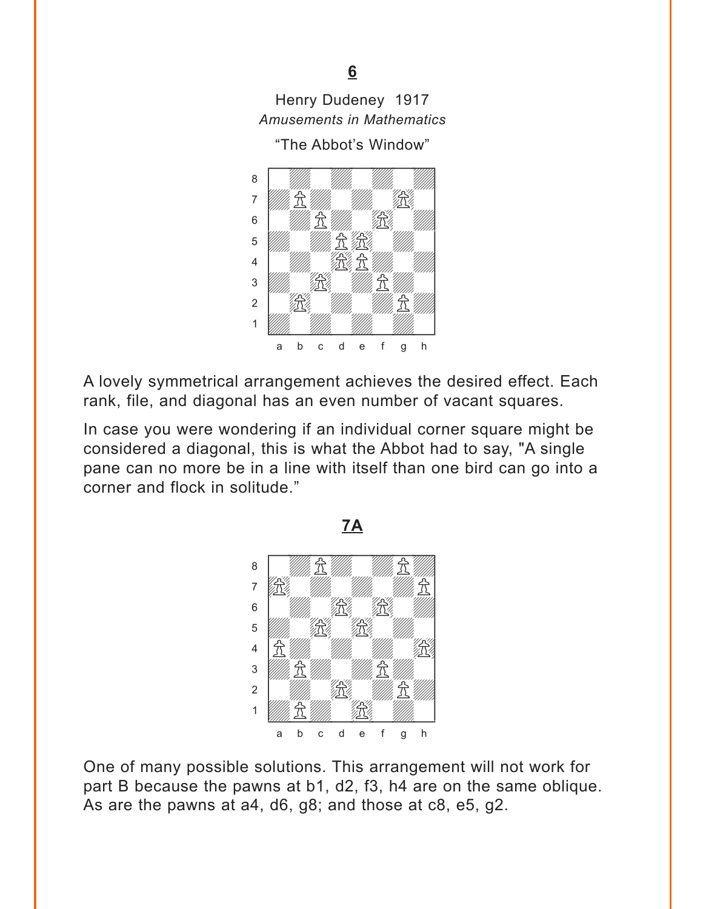**6**

Henry Dudeney 1917
*Amusements in Mathematics*

"The Abbot's Window"

A lovely symmetrical arrangement achieves the desired effect. Each rank, file, and diagonal has an even number of vacant squares.

In case you were wondering if an individual corner square might be considered a diagonal, this is what the Abbot had to say, "A single pane can no more be in a line with itself than one bird can go into a corner and flock in solitude."

**7A**

One of many possible solutions. This arrangement will not work for part B because the pawns at b1, d2, f3, h4 are on the same oblique. As are the pawns at a4, d6, g8; and those at c8, e5, g2.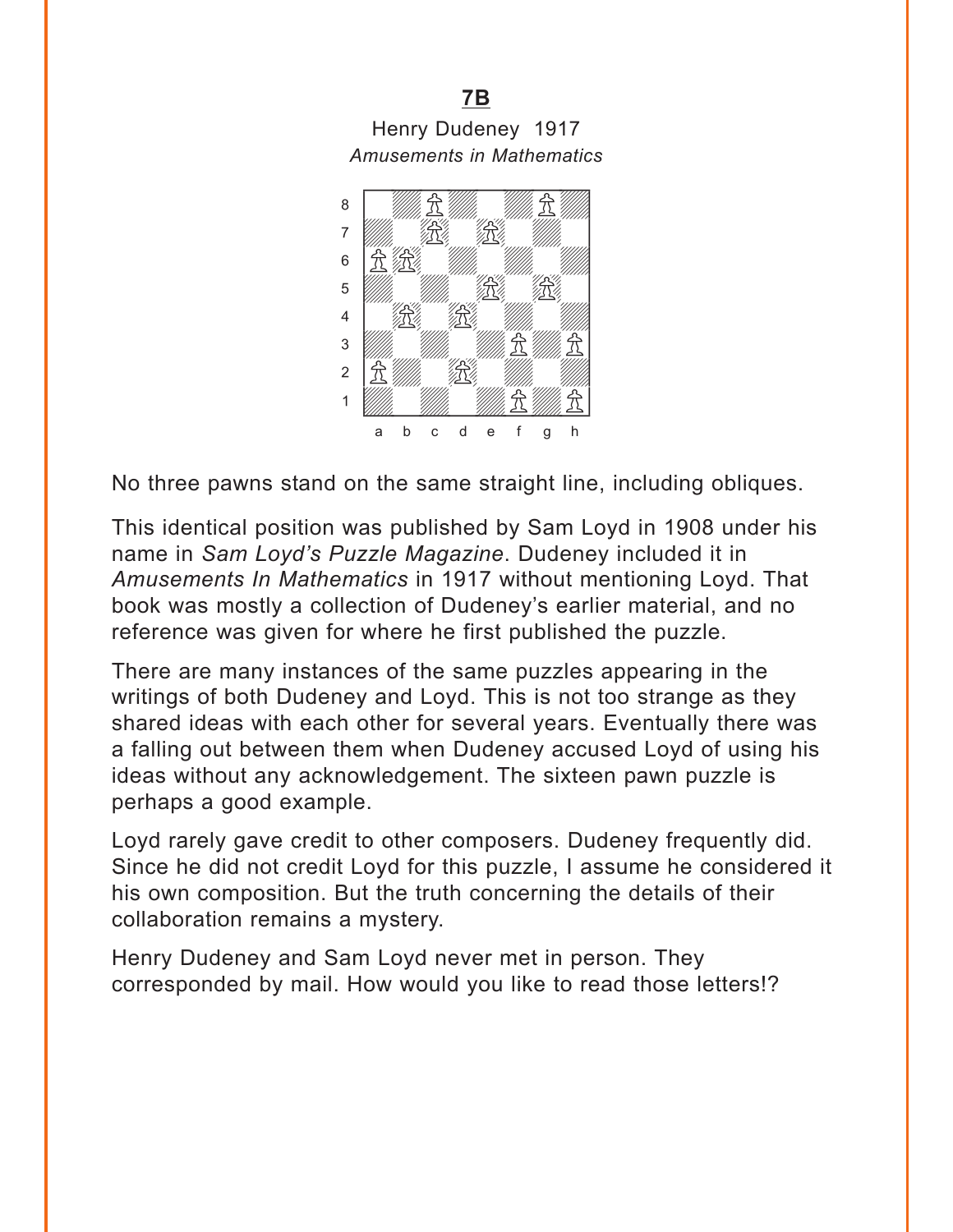**7B**

Henry Dudeney 1917

*Amusements in Mathematics*

No three pawns stand on the same straight line, including obliques.

This identical position was published by Sam Loyd in 1908 under his name in *Sam Loyd's Puzzle Magazine*. Dudeney included it in *Amusements In Mathematics* in 1917 without mentioning Loyd. That book was mostly a collection of Dudeney's earlier material, and no reference was given for where he first published the puzzle.

There are many instances of the same puzzles appearing in the writings of both Dudeney and Loyd. This is not too strange as they shared ideas with each other for several years. Eventually there was a falling out between them when Dudeney accused Loyd of using his ideas without any acknowledgement. The sixteen pawn puzzle is perhaps a good example.

Loyd rarely gave credit to other composers. Dudeney frequently did. Since he did not credit Loyd for this puzzle, I assume he considered it his own composition. But the truth concerning the details of their collaboration remains a mystery.

Henry Dudeney and Sam Loyd never met in person. They corresponded by mail. How would you like to read those letters!?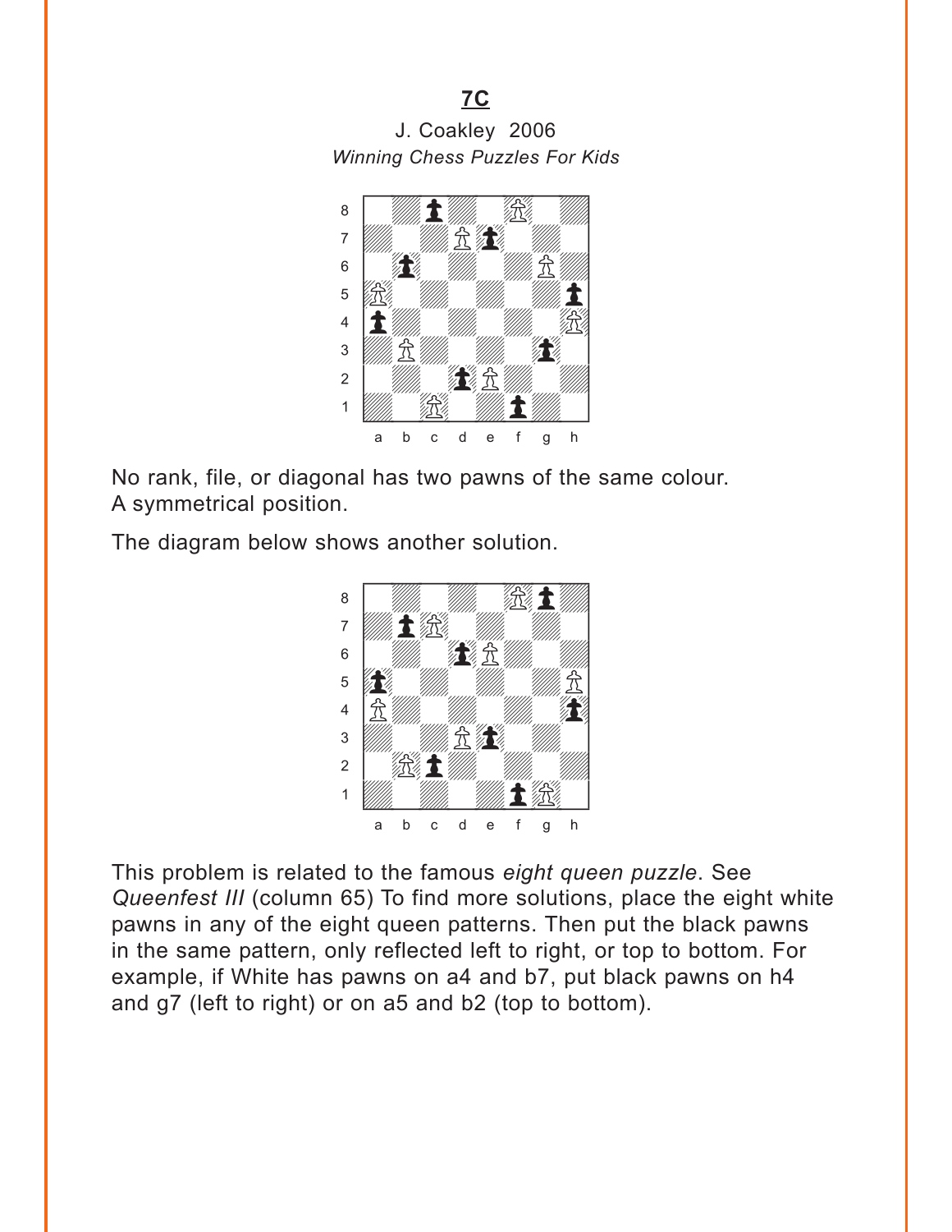## 7C

J. Coakley 2006
*Winning Chess Puzzles For Kids*

No rank, file, or diagonal has two pawns of the same colour.
A symmetrical position.

The diagram below shows another solution.

This problem is related to the famous *eight queen puzzle*. See *Queenfest III* (column 65) To find more solutions, place the eight white pawns in any of the eight queen patterns. Then put the black pawns in the same pattern, only reflected left to right, or top to bottom. For example, if White has pawns on a4 and b7, put black pawns on h4 and g7 (left to right) or on a5 and b2 (top to bottom).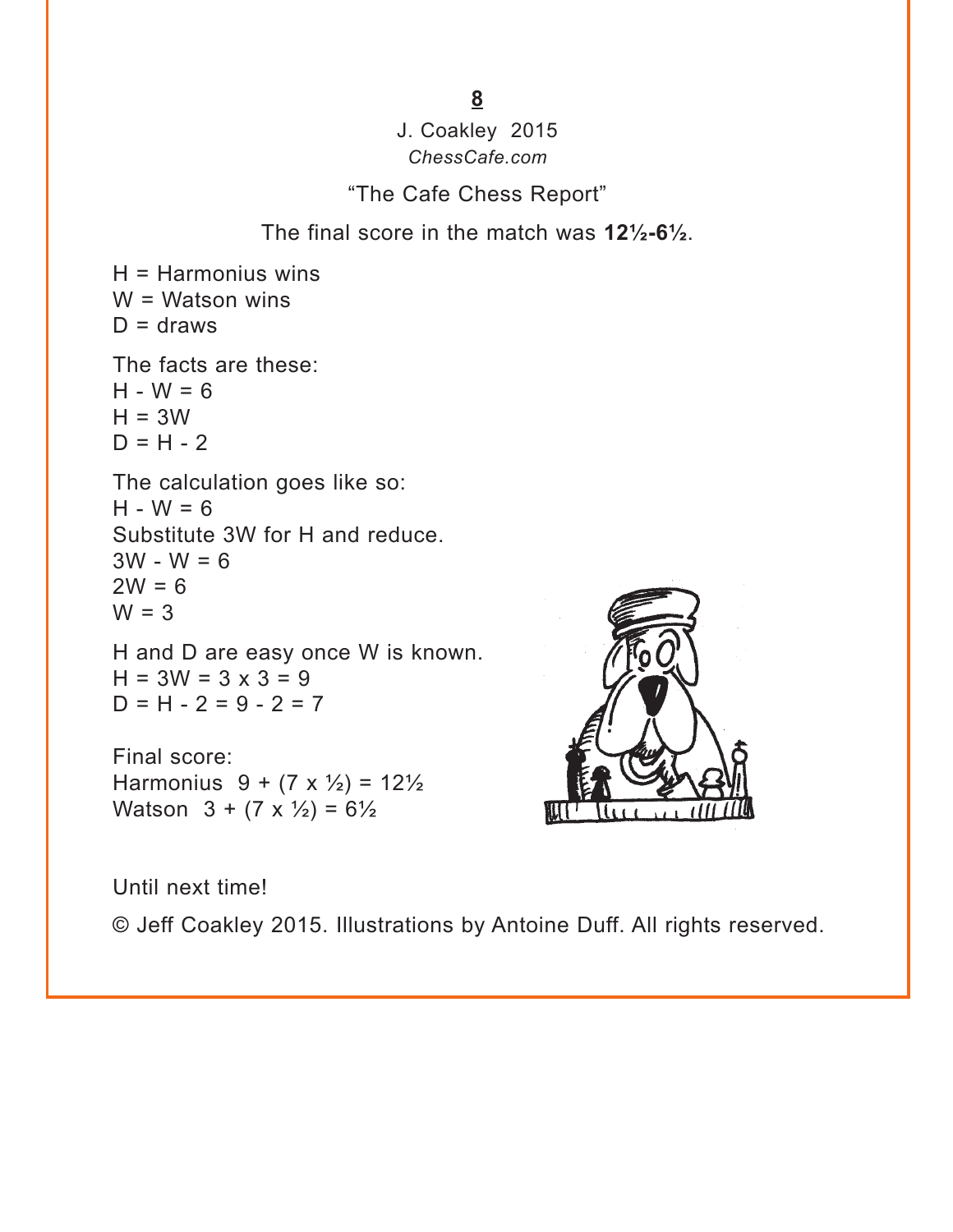**8**

J. Coakley 2015
*ChessCafe.com*

"The Cafe Chess Report"

The final score in the match was **12½-6½**.

H = Harmonius wins
W = Watson wins
D = draws

The facts are these:
$H - W = 6$
$H = 3W$
$D = H - 2$

The calculation goes like so:
$H - W = 6$
Substitute 3W for H and reduce.
$3W - W = 6$
$2W = 6$
$W = 3$

H and D are easy once W is known.
$H = 3W = 3 \times 3 = 9$
$D = H - 2 = 9 - 2 = 7$

Final score:
Harmonius $9 + (7 \times \frac{1}{2}) = 12\frac{1}{2}$
Watson $3 + (7 \times \frac{1}{2}) = 6\frac{1}{2}$

Until next time!

© Jeff Coakley 2015. Illustrations by Antoine Duff. All rights reserved.